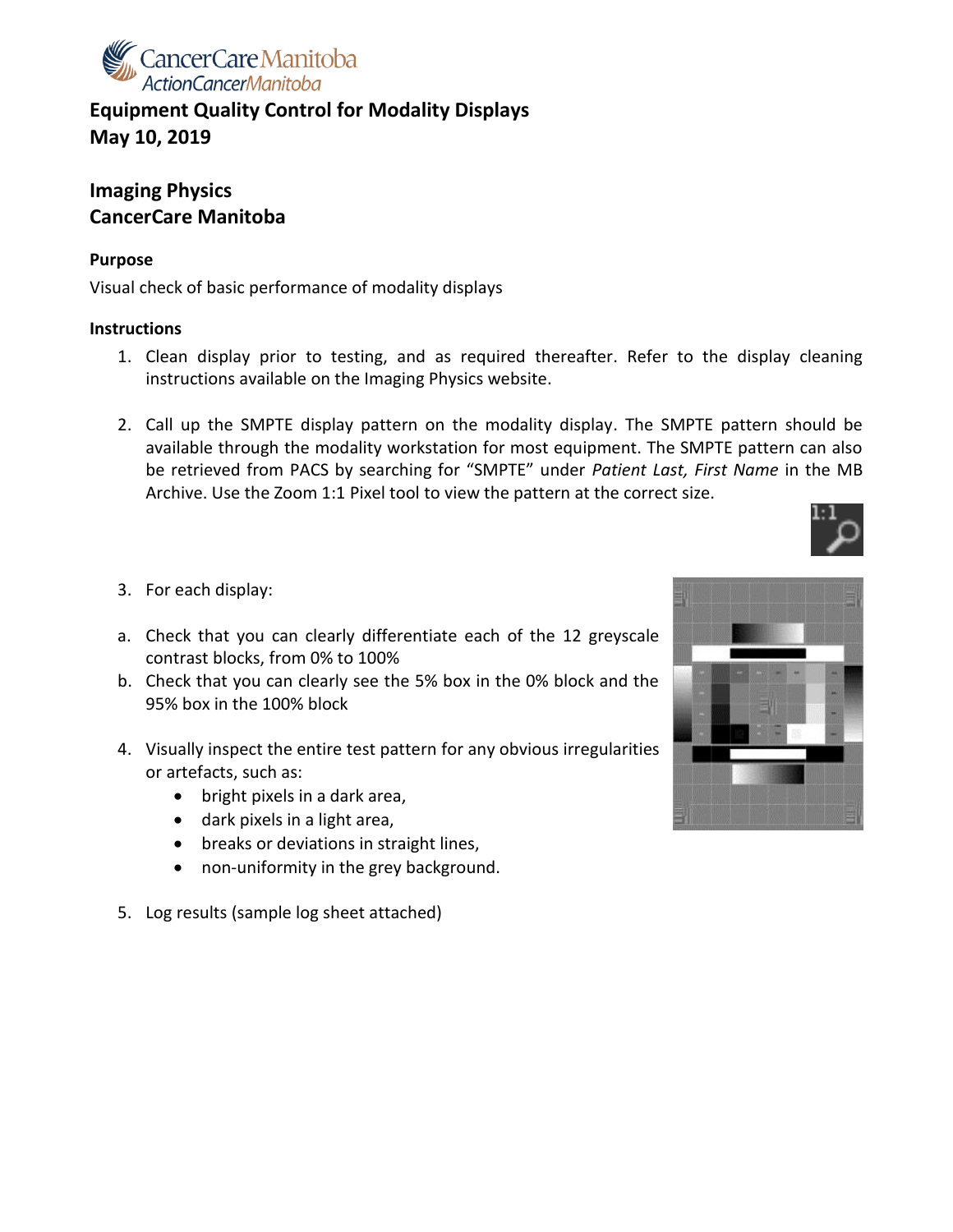CancerCare Manitoba
ActionCancerManitoba

# Equipment Quality Control for Modality Displays
# May 10, 2019

## Imaging Physics
## CancerCare Manitoba

**Purpose**

Visual check of basic performance of modality displays

**Instructions**

1. Clean display prior to testing, and as required thereafter. Refer to the display cleaning instructions available on the Imaging Physics website.

2. Call up the SMPTE display pattern on the modality display. The SMPTE pattern should be available through the modality workstation for most equipment. The SMPTE pattern can also be retrieved from PACS by searching for "SMPTE" under *Patient Last, First Name* in the MB Archive. Use the Zoom 1:1 Pixel tool to view the pattern at the correct size.

3. For each display:

   a. Check that you can clearly differentiate each of the 12 greyscale contrast blocks, from 0% to 100%
   
   b. Check that you can clearly see the 5% box in the 0% block and the 95% box in the 100% block

4. Visually inspect the entire test pattern for any obvious irregularities or artefacts, such as:
   - bright pixels in a dark area,
   - dark pixels in a light area,
   - breaks or deviations in straight lines,
   - non-uniformity in the grey background.

5. Log results (sample log sheet attached)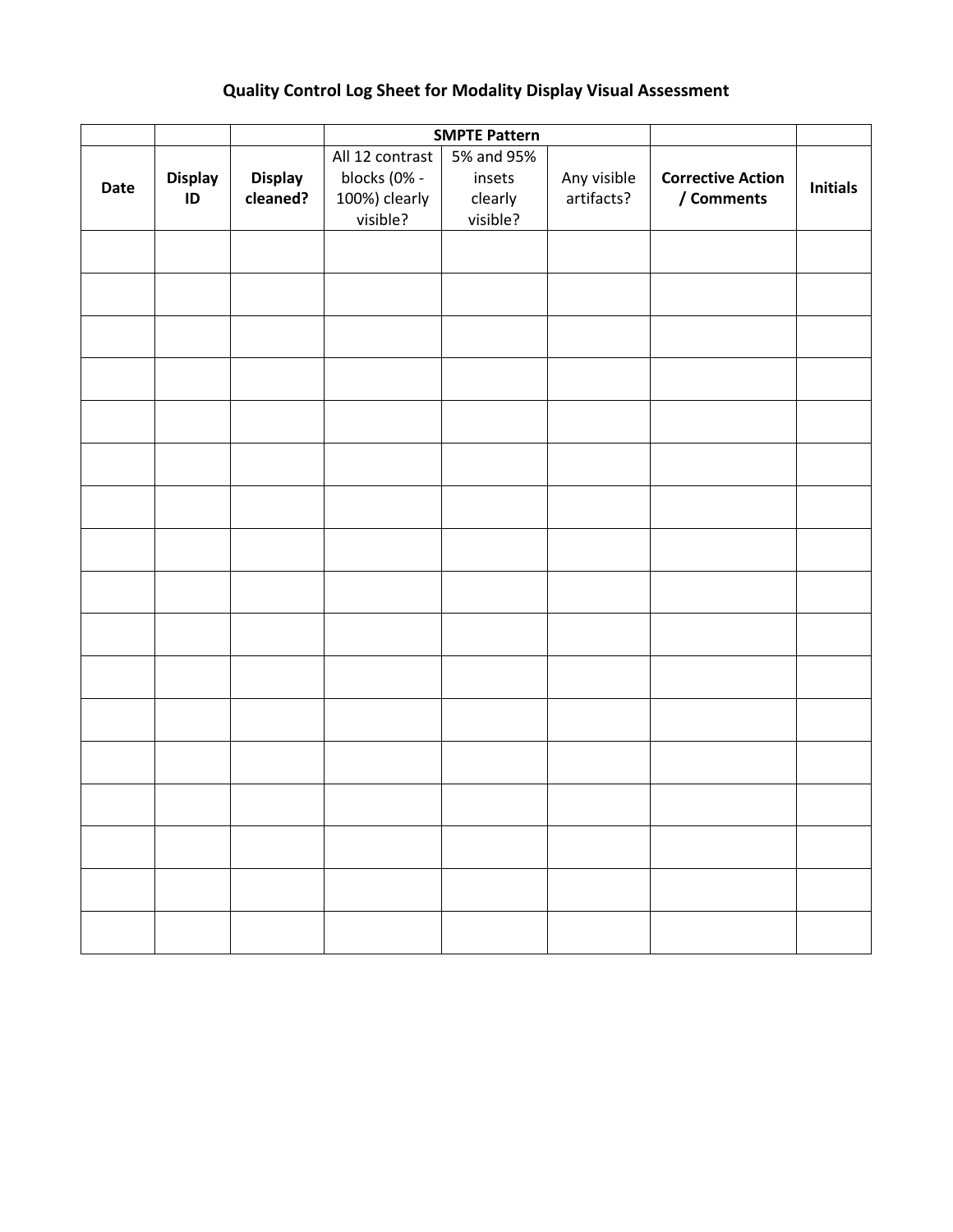# Quality Control Log Sheet for Modality Display Visual Assessment

| | | | SMPTE Pattern | | | | |
|---|---|---|---|---|---|---|---|
| **Date** | **Display ID** | **Display cleaned?** | All 12 contrast blocks (0% - 100%) clearly visible? | 5% and 95% insets clearly visible? | Any visible artifacts? | **Corrective Action / Comments** | **Initials** |
| | | | | | | | |
| | | | | | | | |
| | | | | | | | |
| | | | | | | | |
| | | | | | | | |
| | | | | | | | |
| | | | | | | | |
| | | | | | | | |
| | | | | | | | |
| | | | | | | | |
| | | | | | | | |
| | | | | | | | |
| | | | | | | | |
| | | | | | | | |
| | | | | | | | |
| | | | | | | | |
| | | | | | | | |